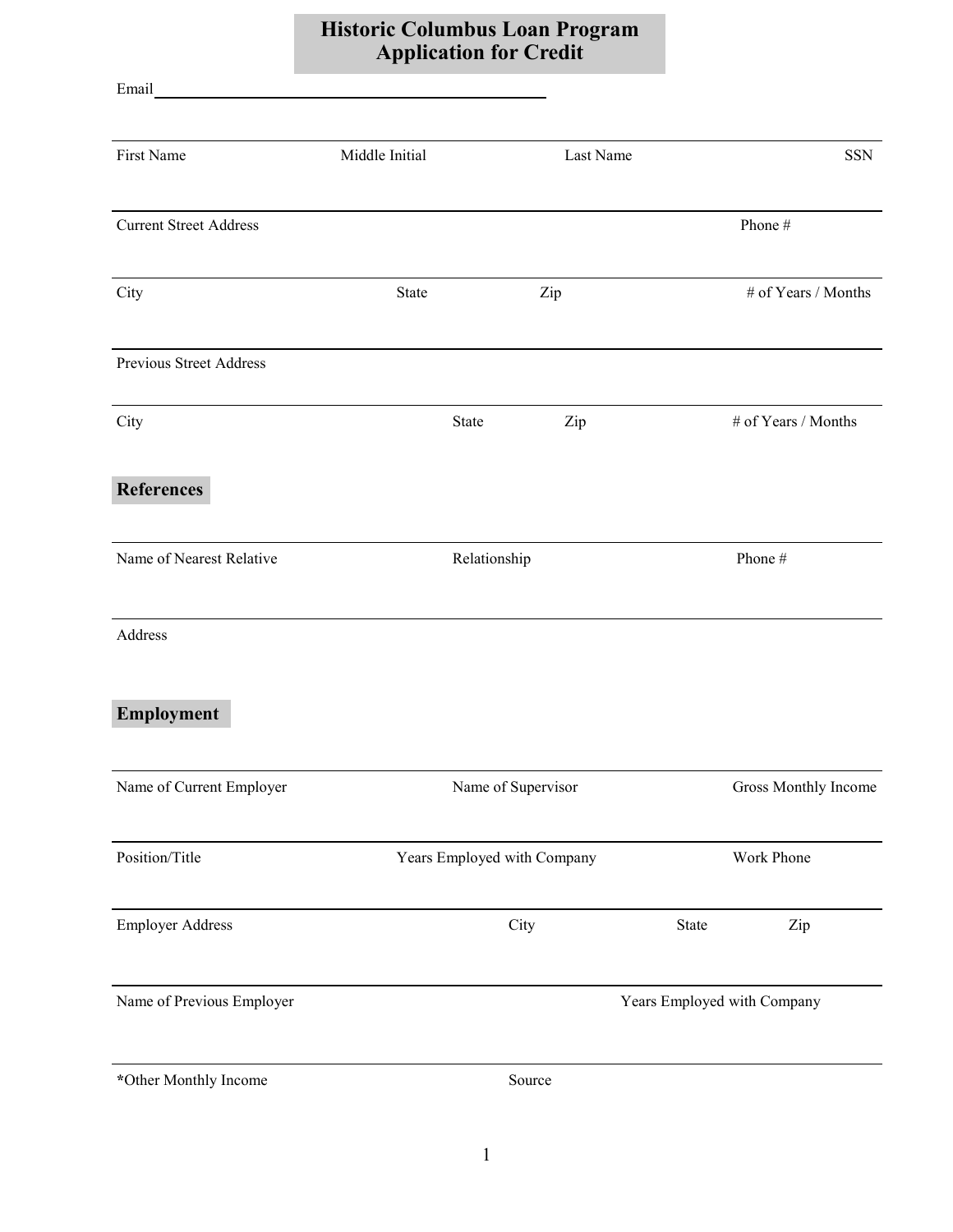# Historic Columbus Loan Program
# Application for Credit

Email \_\_\_\_\_\_\_\_\_\_\_\_\_\_\_\_\_\_\_\_\_\_\_\_\_\_\_\_\_\_\_\_\_\_\_\_\_\_\_\_

| First Name | Middle Initial | Last Name | SSN |
|---|---|---|---|
| | | | |

| Current Street Address | Phone # |
|---|---|
| | |

| City | State | Zip | # of Years / Months |
|---|---|---|---|
| | | | |

| Previous Street Address |
|---|
| |

| City | State | Zip | # of Years / Months |
|---|---|---|---|
| | | | |

## References

| Name of Nearest Relative | Relationship | Phone # |
|---|---|---|
| | | |

| Address |
|---|
| |

## Employment

| Name of Current Employer | Name of Supervisor | Gross Monthly Income |
|---|---|---|
| | | |

| Position/Title | Years Employed with Company | Work Phone |
|---|---|---|
| | | |

| Employer Address | City | State | Zip |
|---|---|---|---|
| | | | |

| Name of Previous Employer | Years Employed with Company |
|---|---|
| | |

| **\***Other Monthly Income | Source |
|---|---|
| | |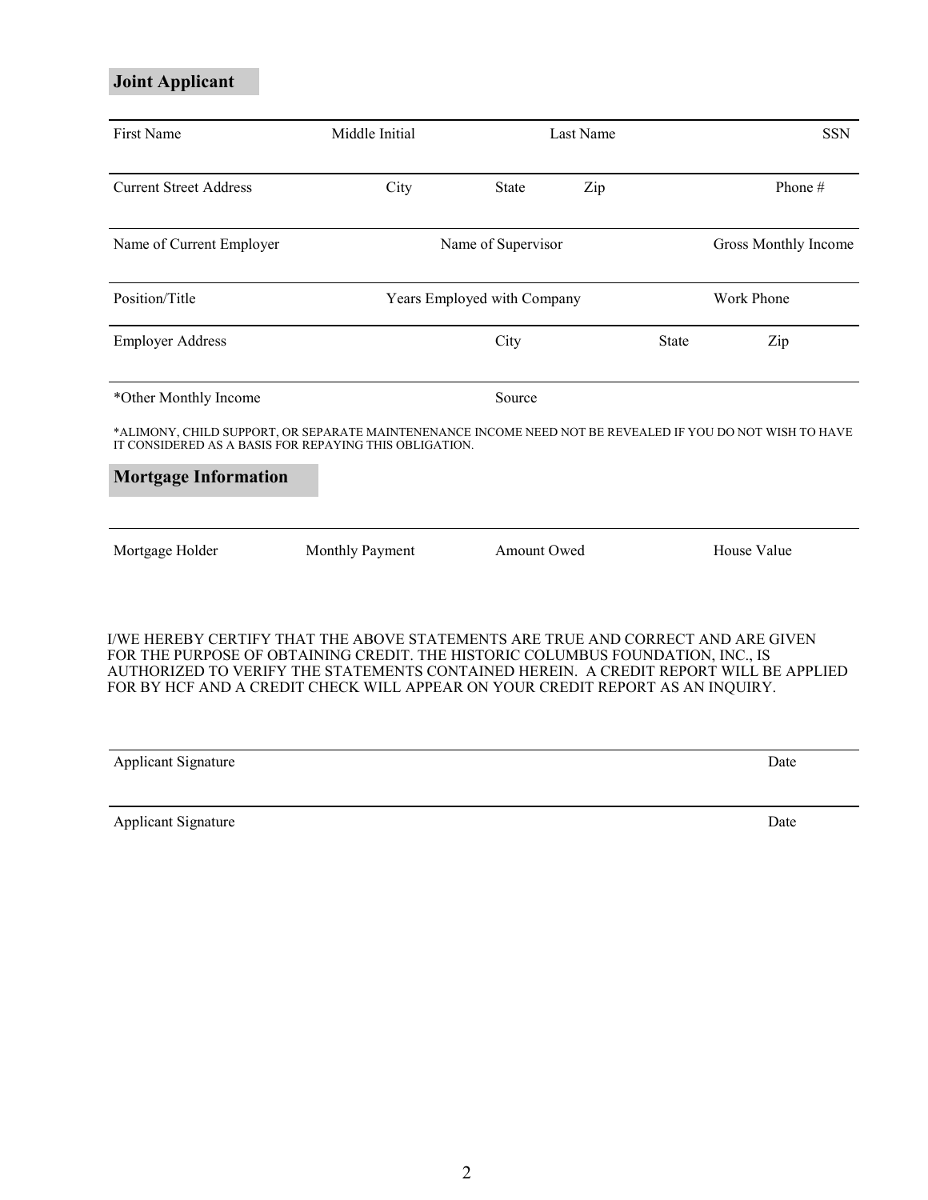## Joint Applicant

| First Name | Middle Initial | Last Name | SSN |
|---|---|---|---|
| | | | |

| Current Street Address | City | State | Zip | Phone # |
|---|---|---|---|---|
| | | | | |

| Name of Current Employer | Name of Supervisor | Gross Monthly Income |
|---|---|---|
| | | |

| Position/Title | Years Employed with Company | Work Phone |
|---|---|---|
| | | |

| Employer Address | City | State | Zip |
|---|---|---|---|
| | | | |

| *Other Monthly Income | Source |
|---|---|
| | |

*ALIMONY, CHILD SUPPORT, OR SEPARATE MAINTENENANCE INCOME NEED NOT BE REVEALED IF YOU DO NOT WISH TO HAVE IT CONSIDERED AS A BASIS FOR REPAYING THIS OBLIGATION.

## Mortgage Information

| Mortgage Holder | Monthly Payment | Amount Owed | House Value |
|---|---|---|---|
| | | | |

I/WE HEREBY CERTIFY THAT THE ABOVE STATEMENTS ARE TRUE AND CORRECT AND ARE GIVEN FOR THE PURPOSE OF OBTAINING CREDIT. THE HISTORIC COLUMBUS FOUNDATION, INC., IS AUTHORIZED TO VERIFY THE STATEMENTS CONTAINED HEREIN. A CREDIT REPORT WILL BE APPLIED FOR BY HCF AND A CREDIT CHECK WILL APPEAR ON YOUR CREDIT REPORT AS AN INQUIRY.

| Applicant Signature | Date |
|---|---|
| | |

| Applicant Signature | Date |
|---|---|
| | |